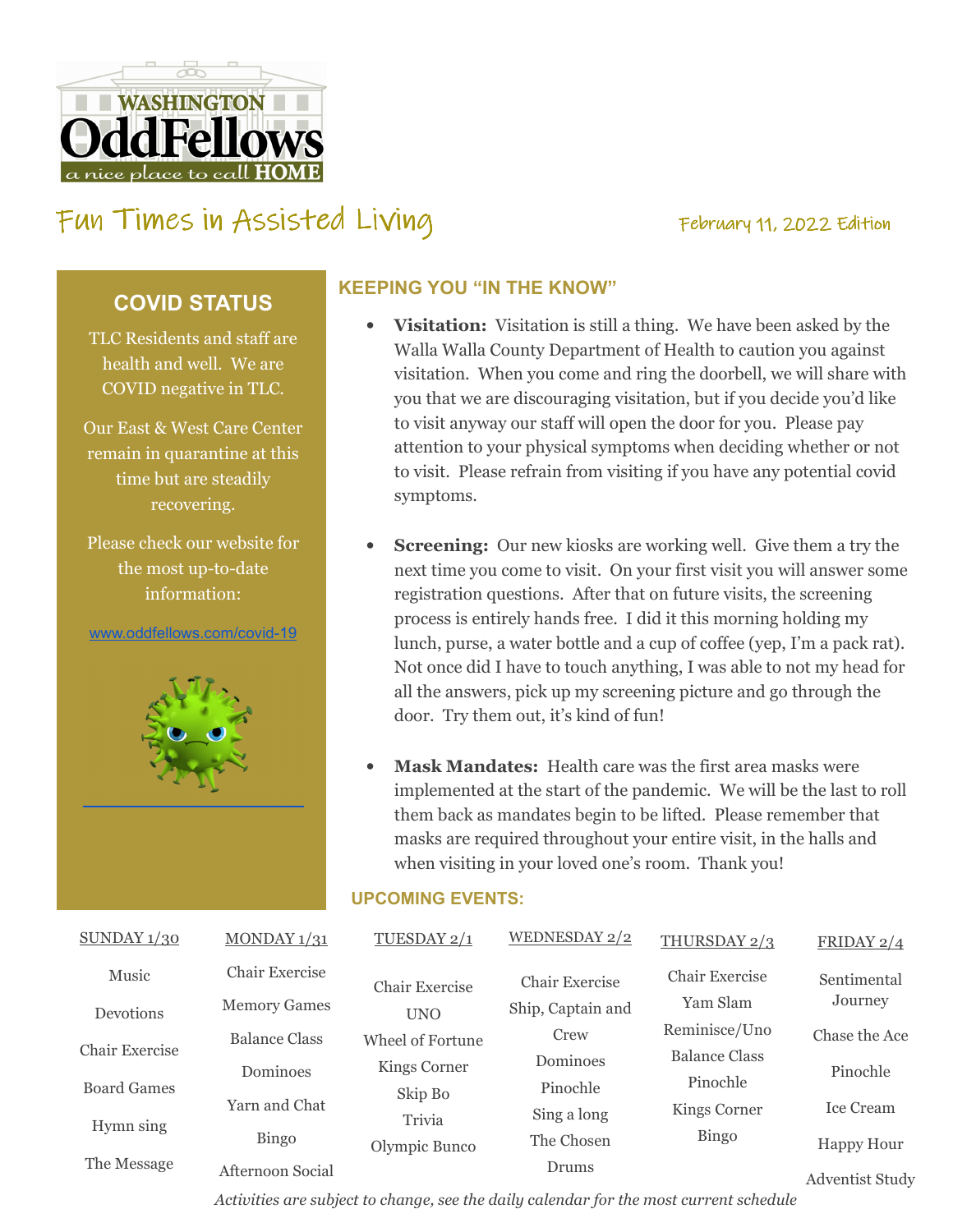WASHINGTON OddFellows — a nice place to call HOME

# Fun Times in Assisted Living

February 11, 2022 Edition

## COVID STATUS

TLC Residents and staff are health and well. We are COVID negative in TLC.

Our East & West Care Center remain in quarantine at this time but are steadily recovering.

Please check our website for the most up-to-date information:

www.oddfellows.com/covid-19

## KEEPING YOU "IN THE KNOW"

- **Visitation:** Visitation is still a thing. We have been asked by the Walla Walla County Department of Health to caution you against visitation. When you come and ring the doorbell, we will share with you that we are discouraging visitation, but if you decide you'd like to visit anyway our staff will open the door for you. Please pay attention to your physical symptoms when deciding whether or not to visit. Please refrain from visiting if you have any potential covid symptoms.
- **Screening:** Our new kiosks are working well. Give them a try the next time you come to visit. On your first visit you will answer some registration questions. After that on future visits, the screening process is entirely hands free. I did it this morning holding my lunch, purse, a water bottle and a cup of coffee (yep, I'm a pack rat). Not once did I have to touch anything, I was able to not my head for all the answers, pick up my screening picture and go through the door. Try them out, it's kind of fun!
- **Mask Mandates:** Health care was the first area masks were implemented at the start of the pandemic. We will be the last to roll them back as mandates begin to be lifted. Please remember that masks are required throughout your entire visit, in the halls and when visiting in your loved one's room. Thank you!

## UPCOMING EVENTS:

| SUNDAY 1/30 | MONDAY 1/31 | TUESDAY 2/1 | WEDNESDAY 2/2 | THURSDAY 2/3 | FRIDAY 2/4 |
|---|---|---|---|---|---|
| Music | Chair Exercise | Chair Exercise | Chair Exercise | Chair Exercise | Sentimental Journey |
| Devotions | Memory Games | UNO | Ship, Captain and Crew | Yam Slam | Chase the Ace |
| Chair Exercise | Balance Class | Wheel of Fortune | Dominoes | Reminisce/Uno | Pinochle |
| Board Games | Dominoes | Kings Corner | Pinochle | Balance Class | Ice Cream |
| Hymn sing | Yarn and Chat | Skip Bo | Sing a long | Pinochle | Happy Hour |
| The Message | Bingo | Trivia | The Chosen | Kings Corner | Adventist Study |
| | Afternoon Social | Olympic Bunco | Drums | Bingo | |

*Activities are subject to change, see the daily calendar for the most current schedule*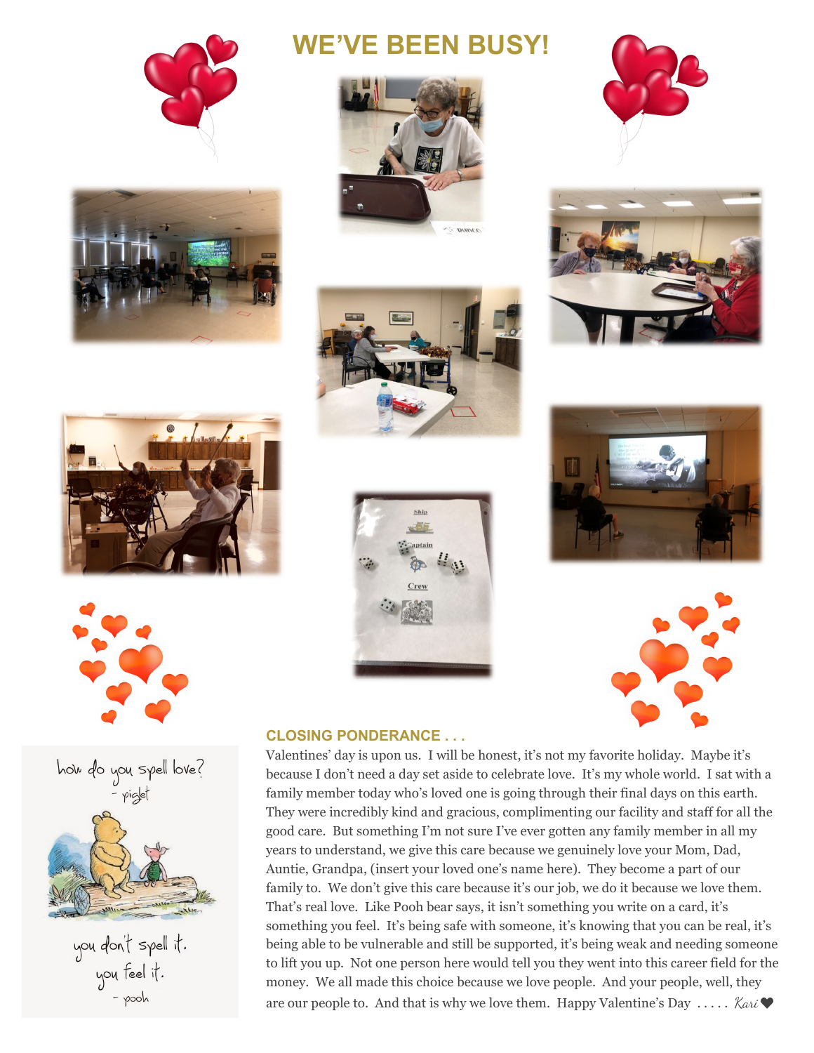# WE'VE BEEN BUSY!

how do you spell love?
- piglet

you don't spell it.
you feel it.
- pooh

### CLOSING PONDERANCE . . .

Valentines' day is upon us. I will be honest, it's not my favorite holiday. Maybe it's because I don't need a day set aside to celebrate love. It's my whole world. I sat with a family member today who's loved one is going through their final days on this earth. They were incredibly kind and gracious, complimenting our facility and staff for all the good care. But something I'm not sure I've ever gotten any family member in all my years to understand, we give this care because we genuinely love your Mom, Dad, Auntie, Grandpa, (insert your loved one's name here). They become a part of our family to. We don't give this care because it's our job, we do it because we love them. That's real love. Like Pooh bear says, it isn't something you write on a card, it's something you feel. It's being safe with someone, it's knowing that you can be real, it's being able to be vulnerable and still be supported, it's being weak and needing someone to lift you up. Not one person here would tell you they went into this career field for the money. We all made this choice because we love people. And your people, well, they are our people to. And that is why we love them. Happy Valentine's Day . . . . . *Kari* ♥